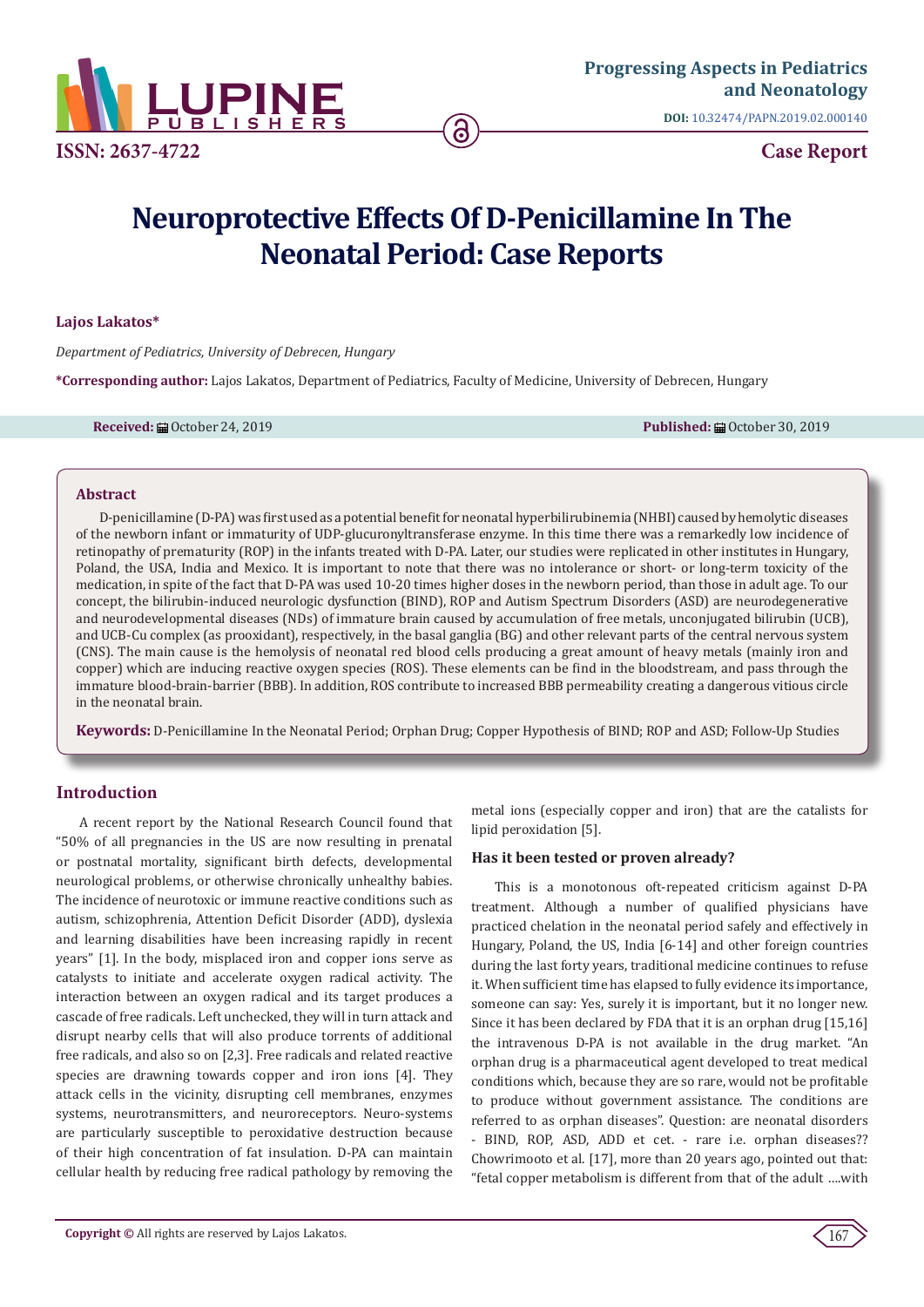Progressing Aspects in Pediatrics and Neonatology

DOI: 10.32474/PAPN.2019.02.000140

ISSN: 2637-4722

Case Report

# Neuroprotective Effects Of D-Penicillamine In The Neonatal Period: Case Reports

**Lajos Lakatos***

*Department of Pediatrics, University of Debrecen, Hungary*

***Corresponding author:** Lajos Lakatos, Department of Pediatrics, Faculty of Medicine, University of Debrecen, Hungary

**Received:** October 24, 2019 **Published:** October 30, 2019

## Abstract

D-penicillamine (D-PA) was first used as a potential benefit for neonatal hyperbilirubinemia (NHBI) caused by hemolytic diseases of the newborn infant or immaturity of UDP-glucuronyltransferase enzyme. In this time there was a remarkedly low incidence of retinopathy of prematurity (ROP) in the infants treated with D-PA. Later, our studies were replicated in other institutes in Hungary, Poland, the USA, India and Mexico. It is important to note that there was no intolerance or short- or long-term toxicity of the medication, in spite of the fact that D-PA was used 10-20 times higher doses in the newborn period, than those in adult age. To our concept, the bilirubin-induced neurologic dysfunction (BIND), ROP and Autism Spectrum Disorders (ASD) are neurodegenerative and neurodevelopmental diseases (NDs) of immature brain caused by accumulation of free metals, unconjugated bilirubin (UCB), and UCB-Cu complex (as prooxidant), respectively, in the basal ganglia (BG) and other relevant parts of the central nervous system (CNS). The main cause is the hemolysis of neonatal red blood cells producing a great amount of heavy metals (mainly iron and copper) which are inducing reactive oxygen species (ROS). These elements can be find in the bloodstream, and pass through the immature blood-brain-barrier (BBB). In addition, ROS contribute to increased BBB permeability creating a dangerous vitious circle in the neonatal brain.

**Keywords:** D-Penicillamine In the Neonatal Period; Orphan Drug; Copper Hypothesis of BIND; ROP and ASD; Follow-Up Studies

## Introduction

A recent report by the National Research Council found that "50% of all pregnancies in the US are now resulting in prenatal or postnatal mortality, significant birth defects, developmental neurological problems, or otherwise chronically unhealthy babies. The incidence of neurotoxic or immune reactive conditions such as autism, schizophrenia, Attention Deficit Disorder (ADD), dyslexia and learning disabilities have been increasing rapidly in recent years" [1]. In the body, misplaced iron and copper ions serve as catalysts to initiate and accelerate oxygen radical activity. The interaction between an oxygen radical and its target produces a cascade of free radicals. Left unchecked, they will in turn attack and disrupt nearby cells that will also produce torrents of additional free radicals, and also so on [2,3]. Free radicals and related reactive species are drawning towards copper and iron ions [4]. They attack cells in the vicinity, disrupting cell membranes, enzymes systems, neurotransmitters, and neuroreceptors. Neuro-systems are particularly susceptible to peroxidative destruction because of their high concentration of fat insulation. D-PA can maintain cellular health by reducing free radical pathology by removing the metal ions (especially copper and iron) that are the catalists for lipid peroxidation [5].

### Has it been tested or proven already?

This is a monotonous oft-repeated criticism against D-PA treatment. Although a number of qualified physicians have practiced chelation in the neonatal period safely and effectively in Hungary, Poland, the US, India [6-14] and other foreign countries during the last forty years, traditional medicine continues to refuse it. When sufficient time has elapsed to fully evidence its importance, someone can say: Yes, surely it is important, but it no longer new. Since it has been declared by FDA that it is an orphan drug [15,16] the intravenous D-PA is not available in the drug market. "An orphan drug is a pharmaceutical agent developed to treat medical conditions which, because they are so rare, would not be profitable to produce without government assistance. The conditions are referred to as orphan diseases". Question: are neonatal disorders - BIND, ROP, ASD, ADD et cet. - rare i.e. orphan diseases?? Chowrimooto et al. [17], more than 20 years ago, pointed out that: "fetal copper metabolism is different from that of the adult ....with

**Copyright ©** All rights are reserved by Lajos Lakatos.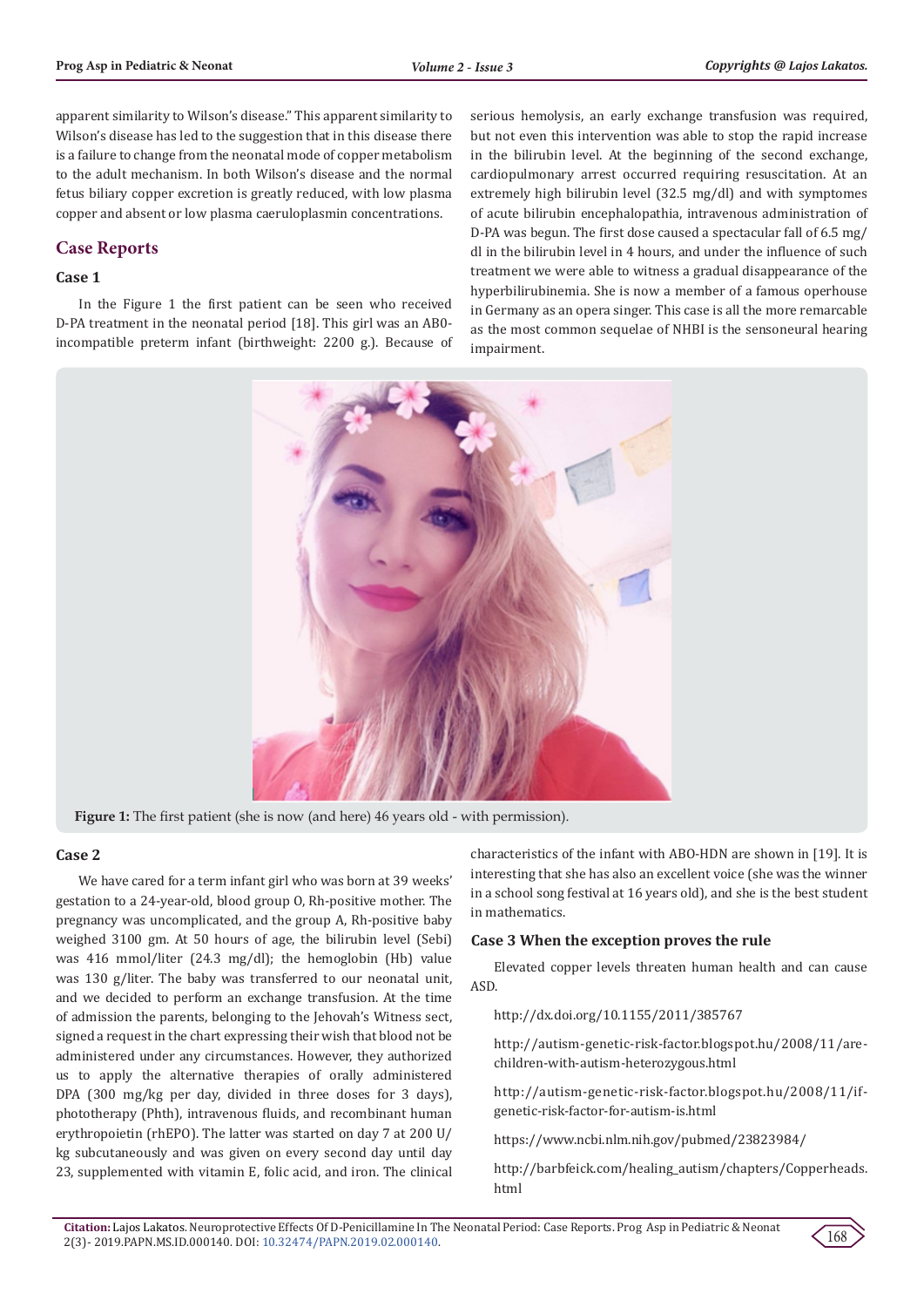apparent similarity to Wilson's disease." This apparent similarity to Wilson's disease has led to the suggestion that in this disease there is a failure to change from the neonatal mode of copper metabolism to the adult mechanism. In both Wilson's disease and the normal fetus biliary copper excretion is greatly reduced, with low plasma copper and absent or low plasma caeruloplasmin concentrations.

## Case Reports

### Case 1

In the Figure 1 the first patient can be seen who received D-PA treatment in the neonatal period [18]. This girl was an AB0-incompatible preterm infant (birthweight: 2200 g.). Because of serious hemolysis, an early exchange transfusion was required, but not even this intervention was able to stop the rapid increase in the bilirubin level. At the beginning of the second exchange, cardiopulmonary arrest occurred requiring resuscitation. At an extremely high bilirubin level (32.5 mg/dl) and with symptomes of acute bilirubin encephalopathia, intravenous administration of D-PA was begun. The first dose caused a spectacular fall of 6.5 mg/dl in the bilirubin level in 4 hours, and under the influence of such treatment we were able to witness a gradual disappearance of the hyperbilirubinemia. She is now a member of a famous operhouse in Germany as an opera singer. This case is all the more remarcable as the most common sequelae of NHBI is the sensoneural hearing impairment.

**Figure 1:** The first patient (she is now (and here) 46 years old - with permission).

### Case 2

We have cared for a term infant girl who was born at 39 weeks' gestation to a 24-year-old, blood group O, Rh-positive mother. The pregnancy was uncomplicated, and the group A, Rh-positive baby weighed 3100 gm. At 50 hours of age, the bilirubin level (Sebi) was 416 mmol/liter (24.3 mg/dl); the hemoglobin (Hb) value was 130 g/liter. The baby was transferred to our neonatal unit, and we decided to perform an exchange transfusion. At the time of admission the parents, belonging to the Jehovah's Witness sect, signed a request in the chart expressing their wish that blood not be administered under any circumstances. However, they authorized us to apply the alternative therapies of orally administered DPA (300 mg/kg per day, divided in three doses for 3 days), phototherapy (Phth), intravenous fluids, and recombinant human erythropoietin (rhEPO). The latter was started on day 7 at 200 U/kg subcutaneously and was given on every second day until day 23, supplemented with vitamin E, folic acid, and iron. The clinical characteristics of the infant with ABO-HDN are shown in [19]. It is interesting that she has also an excellent voice (she was the winner in a school song festival at 16 years old), and she is the best student in mathematics.

### Case 3 When the exception proves the rule

Elevated copper levels threaten human health and can cause ASD.

http://dx.doi.org/10.1155/2011/385767

http://autism-genetic-risk-factor.blogspot.hu/2008/11/are-children-with-autism-heterozygous.html

http://autism-genetic-risk-factor.blogspot.hu/2008/11/if-genetic-risk-factor-for-autism-is.html

https://www.ncbi.nlm.nih.gov/pubmed/23823984/

http://barbfeick.com/healing_autism/chapters/Copperheads.html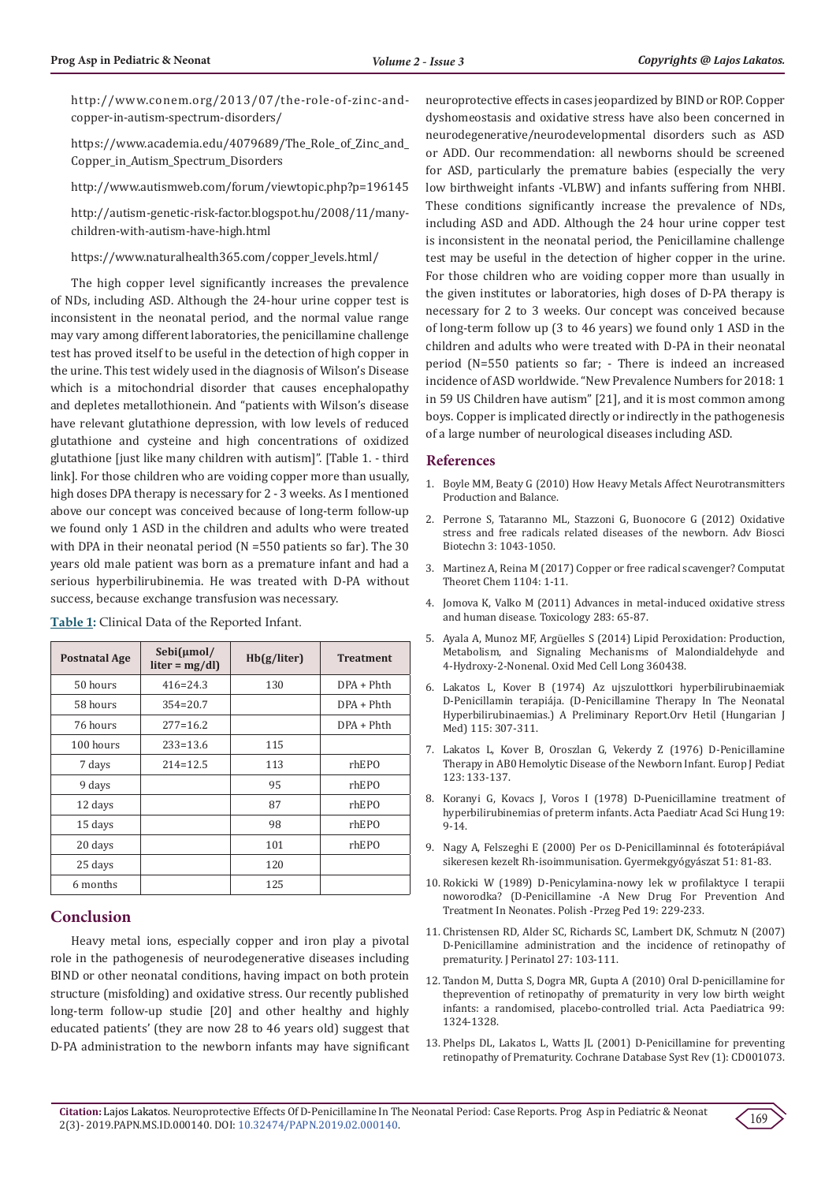http://www.conem.org/2013/07/the-role-of-zinc-and-copper-in-autism-spectrum-disorders/

https://www.academia.edu/4079689/The_Role_of_Zinc_and_Copper_in_Autism_Spectrum_Disorders

http://www.autismweb.com/forum/viewtopic.php?p=196145

http://autism-genetic-risk-factor.blogspot.hu/2008/11/many-children-with-autism-have-high.html

https://www.naturalhealth365.com/copper_levels.html/

The high copper level significantly increases the prevalence of NDs, including ASD. Although the 24-hour urine copper test is inconsistent in the neonatal period, and the normal value range may vary among different laboratories, the penicillamine challenge test has proved itself to be useful in the detection of high copper in the urine. This test widely used in the diagnosis of Wilson's Disease which is a mitochondrial disorder that causes encephalopathy and depletes metallothionein. And "patients with Wilson's disease have relevant glutathione depression, with low levels of reduced glutathione and cysteine and high concentrations of oxidized glutathione [just like many children with autism]". [Table 1. - third link]. For those children who are voiding copper more than usually, high doses DPA therapy is necessary for 2 - 3 weeks. As I mentioned above our concept was conceived because of long-term follow-up we found only 1 ASD in the children and adults who were treated with DPA in their neonatal period (N =550 patients so far). The 30 years old male patient was born as a premature infant and had a serious hyperbilirubinemia. He was treated with D-PA without success, because exchange transfusion was necessary.

**Table 1:** Clinical Data of the Reported Infant.

| Postnatal Age | Sebi(μmol/ liter = mg/dl) | Hb(g/liter) | Treatment |
|---|---|---|---|
| 50 hours | 416=24.3 | 130 | DPA + Phth |
| 58 hours | 354=20.7 | | DPA + Phth |
| 76 hours | 277=16.2 | | DPA + Phth |
| 100 hours | 233=13.6 | 115 | |
| 7 days | 214=12.5 | 113 | rhEPO |
| 9 days | | 95 | rhEPO |
| 12 days | | 87 | rhEPO |
| 15 days | | 98 | rhEPO |
| 20 days | | 101 | rhEPO |
| 25 days | | 120 | |
| 6 months | | 125 | |

## Conclusion

Heavy metal ions, especially copper and iron play a pivotal role in the pathogenesis of neurodegenerative diseases including BIND or other neonatal conditions, having impact on both protein structure (misfolding) and oxidative stress. Our recently published long-term follow-up studie [20] and other healthy and highly educated patients' (they are now 28 to 46 years old) suggest that D-PA administration to the newborn infants may have significant neuroprotective effects in cases jeopardized by BIND or ROP. Copper dyshomeostasis and oxidative stress have also been concerned in neurodegenerative/neurodevelopmental disorders such as ASD or ADD. Our recommendation: all newborns should be screened for ASD, particularly the premature babies (especially the very low birthweight infants -VLBW) and infants suffering from NHBI. These conditions significantly increase the prevalence of NDs, including ASD and ADD. Although the 24 hour urine copper test is inconsistent in the neonatal period, the Penicillamine challenge test may be useful in the detection of higher copper in the urine. For those children who are voiding copper more than usually in the given institutes or laboratories, high doses of D-PA therapy is necessary for 2 to 3 weeks. Our concept was conceived because of long-term follow up (3 to 46 years) we found only 1 ASD in the children and adults who were treated with D-PA in their neonatal period (N=550 patients so far; - There is indeed an increased incidence of ASD worldwide. "New Prevalence Numbers for 2018: 1 in 59 US Children have autism" [21], and it is most common among boys. Copper is implicated directly or indirectly in the pathogenesis of a large number of neurological diseases including ASD.

## References

1. Boyle MM, Beaty G (2010) How Heavy Metals Affect Neurotransmitters Production and Balance.
2. Perrone S, Tataranno ML, Stazzoni G, Buonocore G (2012) Oxidative stress and free radicals related diseases of the newborn. Adv Biosci Biotechn 3: 1043-1050.
3. Martinez A, Reina M (2017) Copper or free radical scavenger? Computat Theoret Chem 1104: 1-11.
4. Jomova K, Valko M (2011) Advances in metal-induced oxidative stress and human disease. Toxicology 283: 65-87.
5. Ayala A, Munoz MF, Argüelles S (2014) Lipid Peroxidation: Production, Metabolism, and Signaling Mechanisms of Malondialdehyde and 4-Hydroxy-2-Nonenal. Oxid Med Cell Long 360438.
6. Lakatos L, Kover B (1974) Az ujszulottkori hyperbilirubinaemiak D-Penicillamin terapiája. (D-Penicillamine Therapy In The Neonatal Hyperbilirubinaemias.) A Preliminary Report.Orv Hetil (Hungarian J Med) 115: 307-311.
7. Lakatos L, Kover B, Oroszlan G, Vekerdy Z (1976) D-Penicillamine Therapy in AB0 Hemolytic Disease of the Newborn Infant. Europ J Pediat 123: 133-137.
8. Koranyi G, Kovacs J, Voros I (1978) D-Puenicillamine treatment of hyperbilirubinemias of preterm infants. Acta Paediatr Acad Sci Hung 19: 9-14.
9. Nagy A, Felszeghi E (2000) Per os D-Penicillaminnal és fototerápiával sikeresen kezelt Rh-isoimmunisation. Gyermekgyógyászat 51: 81-83.
10. Rokicki W (1989) D-Penicylamina-nowy lek w profilaktyce I terapii noworodka? (D-Penicillamine -A New Drug For Prevention And Treatment In Neonates. Polish -Przeg Ped 19: 229-233.
11. Christensen RD, Alder SC, Richards SC, Lambert DK, Schmutz N (2007) D-Penicillamine administration and the incidence of retinopathy of prematurity. J Perinatol 27: 103-111.
12. Tandon M, Dutta S, Dogra MR, Gupta A (2010) Oral D-penicillamine for theprevention of retinopathy of prematurity in very low birth weight infants: a randomised, placebo-controlled trial. Acta Paediatrica 99: 1324-1328.
13. Phelps DL, Lakatos L, Watts JL (2001) D-Penicillamine for preventing retinopathy of Prematurity. Cochrane Database Syst Rev (1): CD001073.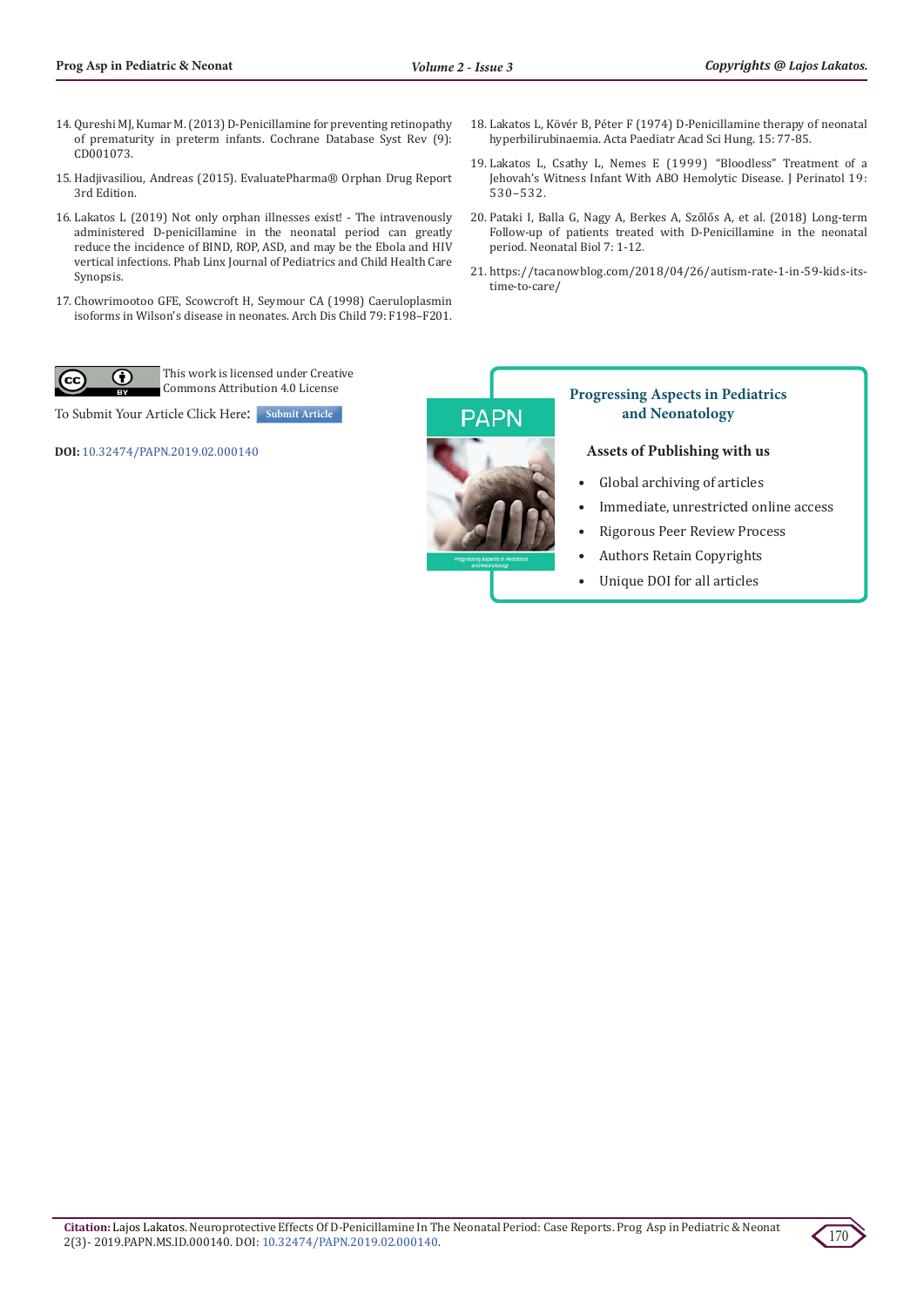14. Qureshi MJ, Kumar M. (2013) D-Penicillamine for preventing retinopathy of prematurity in preterm infants. Cochrane Database Syst Rev (9): CD001073.

15. Hadjivasiliou, Andreas (2015). EvaluatePharma® Orphan Drug Report 3rd Edition.

16. Lakatos L (2019) Not only orphan illnesses exist! - The intravenously administered D-penicillamine in the neonatal period can greatly reduce the incidence of BIND, ROP, ASD, and may be the Ebola and HIV vertical infections. Phab Linx Journal of Pediatrics and Child Health Care Synopsis.

17. Chowrimootoo GFE, Scowcroft H, Seymour CA (1998) Caeruloplasmin isoforms in Wilson's disease in neonates. Arch Dis Child 79: F198–F201.

18. Lakatos L, Kövér B, Péter F (1974) D-Penicillamine therapy of neonatal hyperbilirubinaemia. Acta Paediatr Acad Sci Hung. 15: 77-85.

19. Lakatos L, Csathy L, Nemes E (1999) "Bloodless" Treatment of a Jehovah's Witness Infant With ABO Hemolytic Disease. J Perinatol 19: 530–532.

20. Pataki I, Balla G, Nagy A, Berkes A, Szőlős A, et al. (2018) Long-term Follow-up of patients treated with D-Penicillamine in the neonatal period. Neonatal Biol 7: 1-12.

21. https://tacanowblog.com/2018/04/26/autism-rate-1-in-59-kids-its-time-to-care/

This work is licensed under Creative Commons Attribution 4.0 License

To Submit Your Article Click Here: Submit Article

**DOI:** 10.32474/PAPN.2019.02.000140

PAPN

**Progressing Aspects in Pediatrics and Neonatology**

**Assets of Publishing with us**

- Global archiving of articles
- Immediate, unrestricted online access
- Rigorous Peer Review Process
- Authors Retain Copyrights
- Unique DOI for all articles

**Citation:** Lajos Lakatos. Neuroprotective Effects Of D-Penicillamine In The Neonatal Period: Case Reports. Prog Asp in Pediatric & Neonat 2(3)- 2019.PAPN.MS.ID.000140. DOI: 10.32474/PAPN.2019.02.000140.